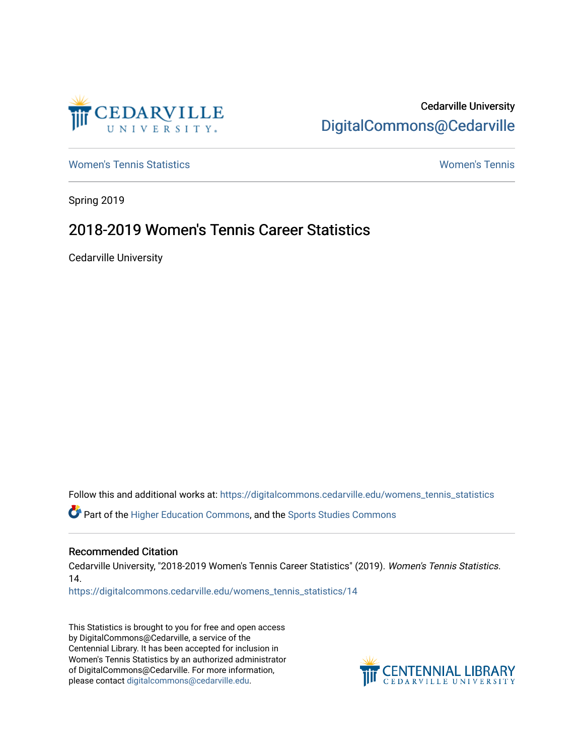Cedarville University
DigitalCommons@Cedarville

Women's Tennis Statistics | Women's Tennis

Spring 2019

# 2018-2019 Women's Tennis Career Statistics

Cedarville University

Follow this and additional works at: https://digitalcommons.cedarville.edu/womens_tennis_statistics

Part of the Higher Education Commons, and the Sports Studies Commons

## Recommended Citation

Cedarville University, "2018-2019 Women's Tennis Career Statistics" (2019). *Women's Tennis Statistics*. 14.
https://digitalcommons.cedarville.edu/womens_tennis_statistics/14

This Statistics is brought to you for free and open access by DigitalCommons@Cedarville, a service of the Centennial Library. It has been accepted for inclusion in Women's Tennis Statistics by an authorized administrator of DigitalCommons@Cedarville. For more information, please contact digitalcommons@cedarville.edu.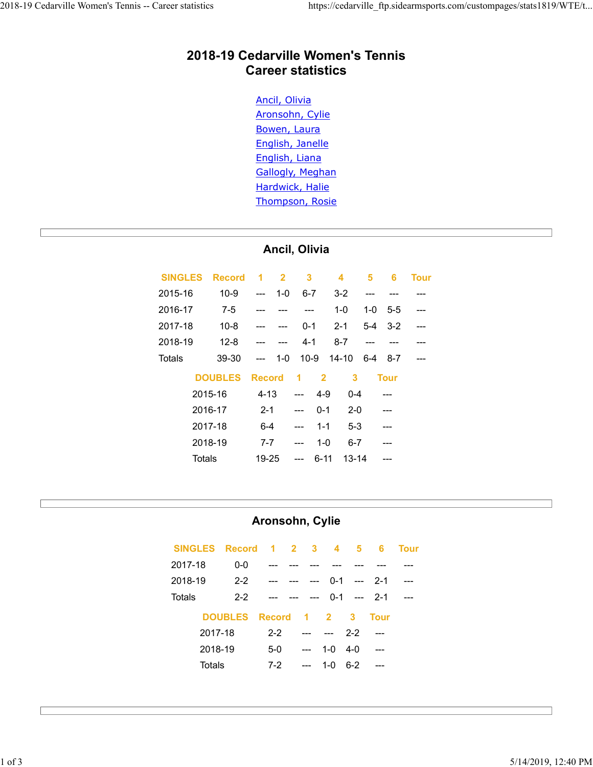# 2018-19 Cedarville Women's Tennis
# Career statistics

- Ancil, Olivia
- Aronsohn, Cylie
- Bowen, Laura
- English, Janelle
- English, Liana
- Gallogly, Meghan
- Hardwick, Halie
- Thompson, Rosie

## Ancil, Olivia

| SINGLES | Record | 1 | 2 | 3 | 4 | 5 | 6 | Tour |
|---|---|---|---|---|---|---|---|---|
| 2015-16 | 10-9 | --- | 1-0 | 6-7 | 3-2 | --- | --- | --- |
| 2016-17 | 7-5 | --- | --- | --- | 1-0 | 1-0 | 5-5 | --- |
| 2017-18 | 10-8 | --- | --- | 0-1 | 2-1 | 5-4 | 3-2 | --- |
| 2018-19 | 12-8 | --- | --- | 4-1 | 8-7 | --- | --- | --- |
| Totals | 39-30 | --- | 1-0 | 10-9 | 14-10 | 6-4 | 8-7 | --- |

| DOUBLES | Record | 1 | 2 | 3 | Tour |
|---|---|---|---|---|---|
| 2015-16 | 4-13 | --- | 4-9 | 0-4 | --- |
| 2016-17 | 2-1 | --- | 0-1 | 2-0 | --- |
| 2017-18 | 6-4 | --- | 1-1 | 5-3 | --- |
| 2018-19 | 7-7 | --- | 1-0 | 6-7 | --- |
| Totals | 19-25 | --- | 6-11 | 13-14 | --- |

## Aronsohn, Cylie

| SINGLES | Record | 1 | 2 | 3 | 4 | 5 | 6 | Tour |
|---|---|---|---|---|---|---|---|---|
| 2017-18 | 0-0 | --- | --- | --- | --- | --- | --- | --- |
| 2018-19 | 2-2 | --- | --- | --- | 0-1 | --- | 2-1 | --- |
| Totals | 2-2 | --- | --- | --- | 0-1 | --- | 2-1 | --- |

| DOUBLES | Record | 1 | 2 | 3 | Tour |
|---|---|---|---|---|---|
| 2017-18 | 2-2 | --- | --- | 2-2 | --- |
| 2018-19 | 5-0 | --- | 1-0 | 4-0 | --- |
| Totals | 7-2 | --- | 1-0 | 6-2 | --- |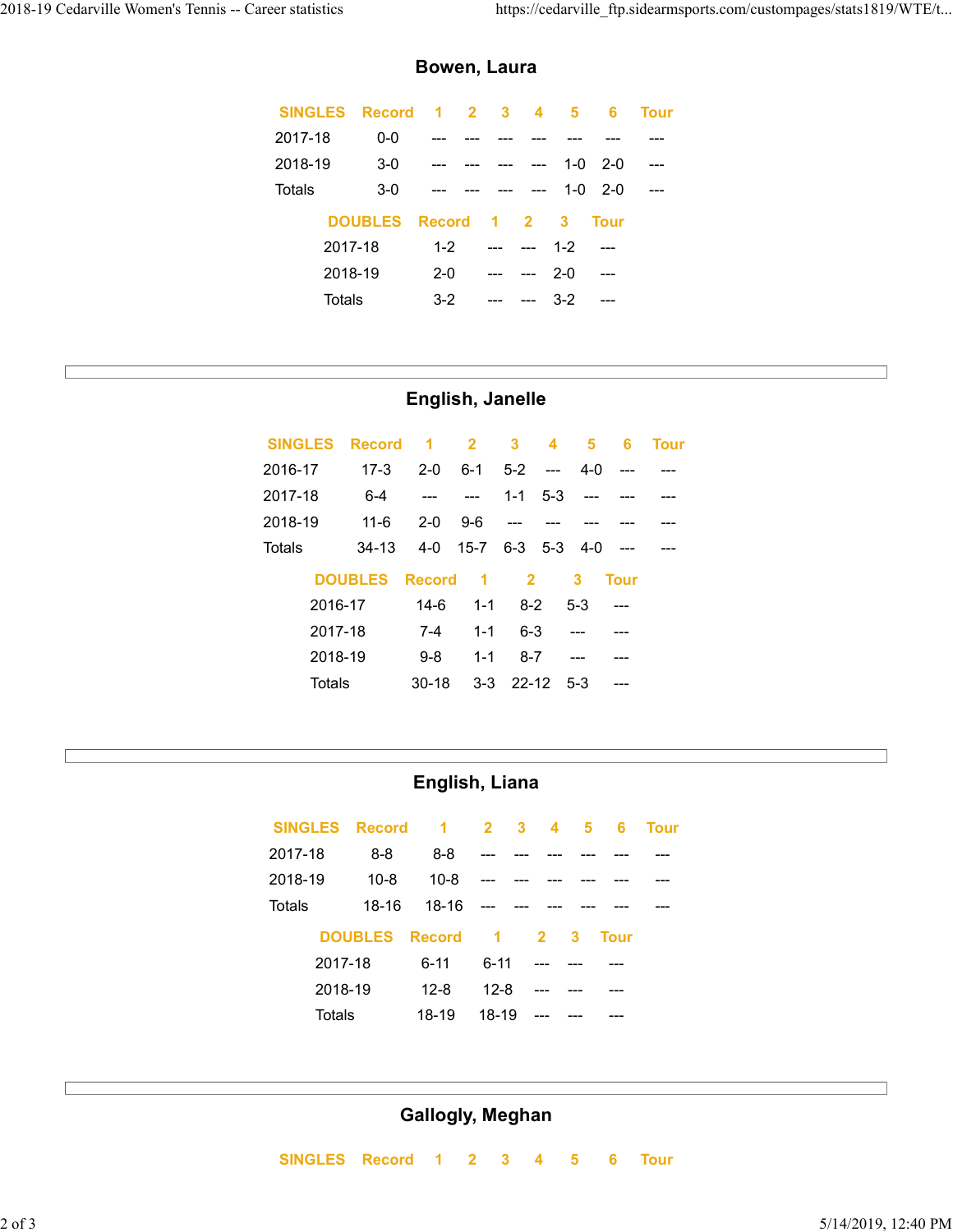## Bowen, Laura

| SINGLES | Record | 1 | 2 | 3 | 4 | 5 | 6 | Tour |
|---|---|---|---|---|---|---|---|---|
| 2017-18 | 0-0 | --- | --- | --- | --- | --- | --- | --- |
| 2018-19 | 3-0 | --- | --- | --- | --- | 1-0 | 2-0 | --- |
| Totals | 3-0 | --- | --- | --- | --- | 1-0 | 2-0 | --- |

| DOUBLES | Record | 1 | 2 | 3 | Tour |
|---|---|---|---|---|---|
| 2017-18 | 1-2 | --- | --- | 1-2 | --- |
| 2018-19 | 2-0 | --- | --- | 2-0 | --- |
| Totals | 3-2 | --- | --- | 3-2 | --- |

## English, Janelle

| SINGLES | Record | 1 | 2 | 3 | 4 | 5 | 6 | Tour |
|---|---|---|---|---|---|---|---|---|
| 2016-17 | 17-3 | 2-0 | 6-1 | 5-2 | --- | 4-0 | --- | --- |
| 2017-18 | 6-4 | --- | --- | 1-1 | 5-3 | --- | --- | --- |
| 2018-19 | 11-6 | 2-0 | 9-6 | --- | --- | --- | --- | --- |
| Totals | 34-13 | 4-0 | 15-7 | 6-3 | 5-3 | 4-0 | --- | --- |

| DOUBLES | Record | 1 | 2 | 3 | Tour |
|---|---|---|---|---|---|
| 2016-17 | 14-6 | 1-1 | 8-2 | 5-3 | --- |
| 2017-18 | 7-4 | 1-1 | 6-3 | --- | --- |
| 2018-19 | 9-8 | 1-1 | 8-7 | --- | --- |
| Totals | 30-18 | 3-3 | 22-12 | 5-3 | --- |

## English, Liana

| SINGLES | Record | 1 | 2 | 3 | 4 | 5 | 6 | Tour |
|---|---|---|---|---|---|---|---|---|
| 2017-18 | 8-8 | 8-8 | --- | --- | --- | --- | --- | --- |
| 2018-19 | 10-8 | 10-8 | --- | --- | --- | --- | --- | --- |
| Totals | 18-16 | 18-16 | --- | --- | --- | --- | --- | --- |

| DOUBLES | Record | 1 | 2 | 3 | Tour |
|---|---|---|---|---|---|
| 2017-18 | 6-11 | 6-11 | --- | --- | --- |
| 2018-19 | 12-8 | 12-8 | --- | --- | --- |
| Totals | 18-19 | 18-19 | --- | --- | --- |

## Gallogly, Meghan

| SINGLES | Record | 1 | 2 | 3 | 4 | 5 | 6 | Tour |
|---|---|---|---|---|---|---|---|---|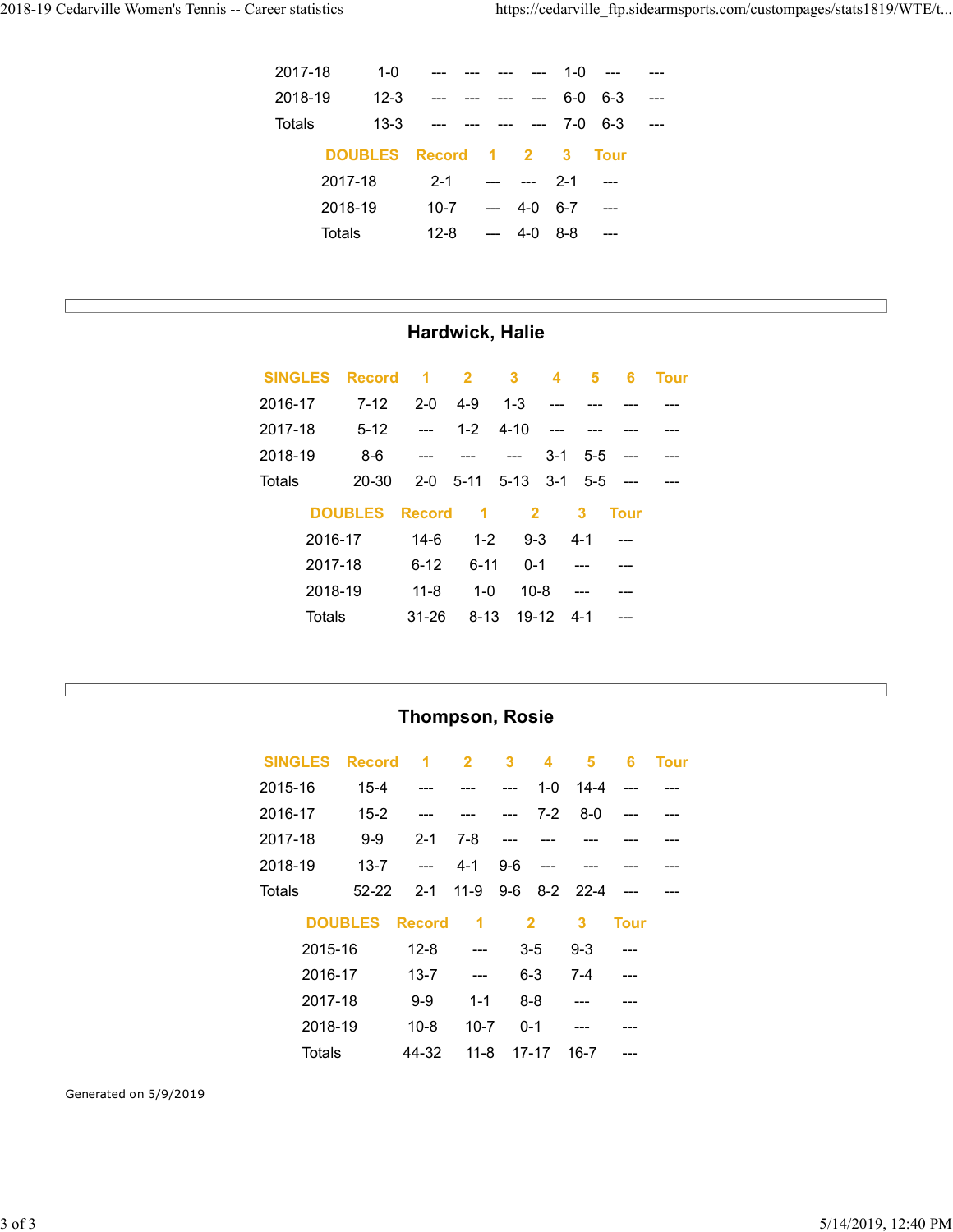| | | | | | | | | |
|---|---|---|---|---|---|---|---|---|
| 2017-18 | 1-0 | --- | --- | --- | --- | 1-0 | --- | --- |
| 2018-19 | 12-3 | --- | --- | --- | --- | 6-0 | 6-3 | --- |
| Totals | 13-3 | --- | --- | --- | --- | 7-0 | 6-3 | --- |

| DOUBLES | Record | 1 | 2 | 3 | Tour |
|---|---|---|---|---|---|
| 2017-18 | 2-1 | --- | --- | 2-1 | --- |
| 2018-19 | 10-7 | --- | 4-0 | 6-7 | --- |
| Totals | 12-8 | --- | 4-0 | 8-8 | --- |

## Hardwick, Halie

| SINGLES | Record | 1 | 2 | 3 | 4 | 5 | 6 | Tour |
|---|---|---|---|---|---|---|---|---|
| 2016-17 | 7-12 | 2-0 | 4-9 | 1-3 | --- | --- | --- | --- |
| 2017-18 | 5-12 | --- | 1-2 | 4-10 | --- | --- | --- | --- |
| 2018-19 | 8-6 | --- | --- | --- | 3-1 | 5-5 | --- | --- |
| Totals | 20-30 | 2-0 | 5-11 | 5-13 | 3-1 | 5-5 | --- | --- |

| DOUBLES | Record | 1 | 2 | 3 | Tour |
|---|---|---|---|---|---|
| 2016-17 | 14-6 | 1-2 | 9-3 | 4-1 | --- |
| 2017-18 | 6-12 | 6-11 | 0-1 | --- | --- |
| 2018-19 | 11-8 | 1-0 | 10-8 | --- | --- |
| Totals | 31-26 | 8-13 | 19-12 | 4-1 | --- |

## Thompson, Rosie

| SINGLES | Record | 1 | 2 | 3 | 4 | 5 | 6 | Tour |
|---|---|---|---|---|---|---|---|---|
| 2015-16 | 15-4 | --- | --- | --- | 1-0 | 14-4 | --- | --- |
| 2016-17 | 15-2 | --- | --- | --- | 7-2 | 8-0 | --- | --- |
| 2017-18 | 9-9 | 2-1 | 7-8 | --- | --- | --- | --- | --- |
| 2018-19 | 13-7 | --- | 4-1 | 9-6 | --- | --- | --- | --- |
| Totals | 52-22 | 2-1 | 11-9 | 9-6 | 8-2 | 22-4 | --- | --- |

| DOUBLES | Record | 1 | 2 | 3 | Tour |
|---|---|---|---|---|---|
| 2015-16 | 12-8 | --- | 3-5 | 9-3 | --- |
| 2016-17 | 13-7 | --- | 6-3 | 7-4 | --- |
| 2017-18 | 9-9 | 1-1 | 8-8 | --- | --- |
| 2018-19 | 10-8 | 10-7 | 0-1 | --- | --- |
| Totals | 44-32 | 11-8 | 17-17 | 16-7 | --- |

Generated on 5/9/2019